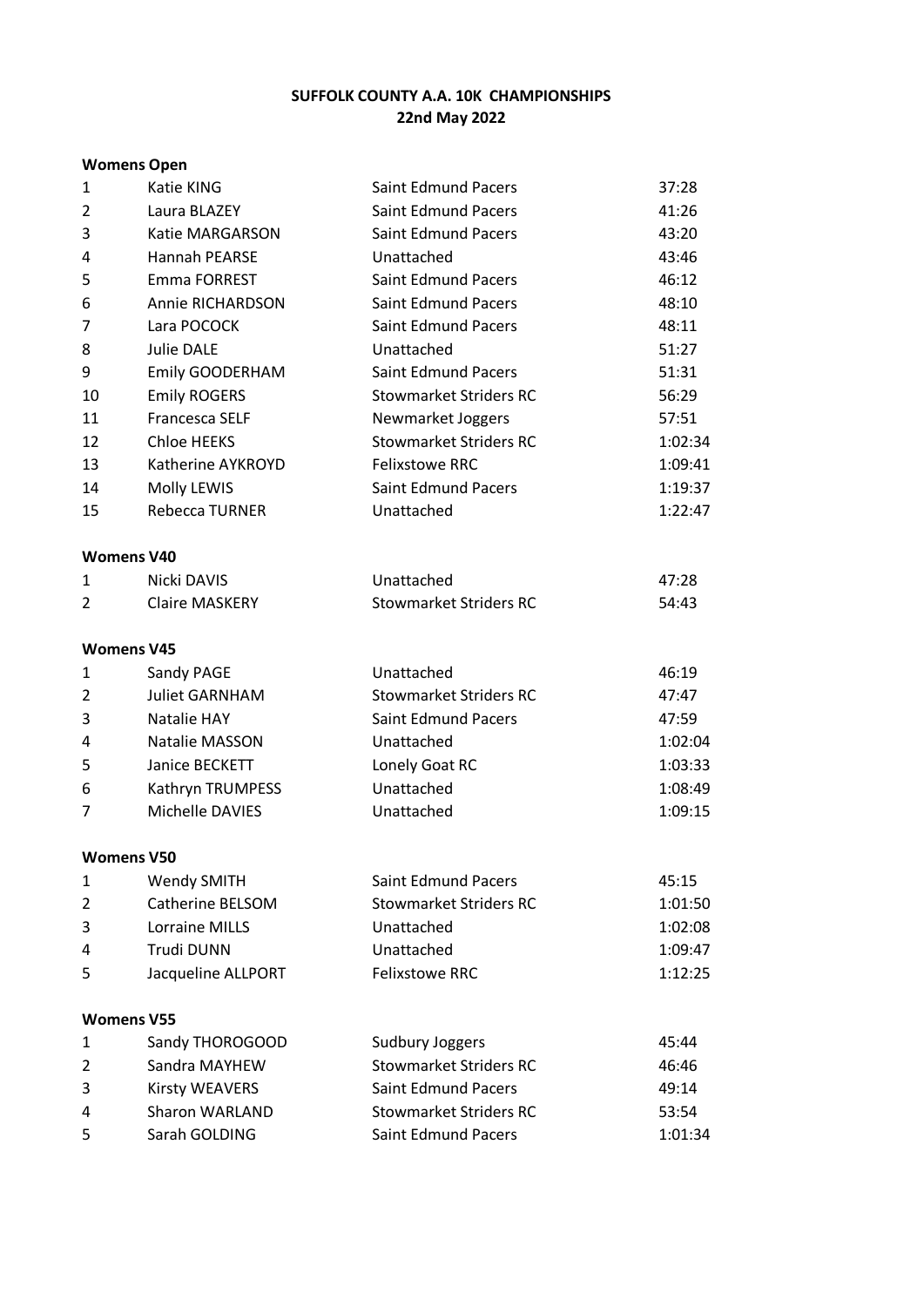# SUFFOLK COUNTY A.A. 10K CHAMPIONSHIPS
## 22nd May 2022

### Womens Open

| | | | |
|---|---|---|---|
| 1 | Katie KING | Saint Edmund Pacers | 37:28 |
| 2 | Laura BLAZEY | Saint Edmund Pacers | 41:26 |
| 3 | Katie MARGARSON | Saint Edmund Pacers | 43:20 |
| 4 | Hannah PEARSE | Unattached | 43:46 |
| 5 | Emma FORREST | Saint Edmund Pacers | 46:12 |
| 6 | Annie RICHARDSON | Saint Edmund Pacers | 48:10 |
| 7 | Lara POCOCK | Saint Edmund Pacers | 48:11 |
| 8 | Julie DALE | Unattached | 51:27 |
| 9 | Emily GOODERHAM | Saint Edmund Pacers | 51:31 |
| 10 | Emily ROGERS | Stowmarket Striders RC | 56:29 |
| 11 | Francesca SELF | Newmarket Joggers | 57:51 |
| 12 | Chloe HEEKS | Stowmarket Striders RC | 1:02:34 |
| 13 | Katherine AYKROYD | Felixstowe RRC | 1:09:41 |
| 14 | Molly LEWIS | Saint Edmund Pacers | 1:19:37 |
| 15 | Rebecca TURNER | Unattached | 1:22:47 |

### Womens V40

| | | | |
|---|---|---|---|
| 1 | Nicki DAVIS | Unattached | 47:28 |
| 2 | Claire MASKERY | Stowmarket Striders RC | 54:43 |

### Womens V45

| | | | |
|---|---|---|---|
| 1 | Sandy PAGE | Unattached | 46:19 |
| 2 | Juliet GARNHAM | Stowmarket Striders RC | 47:47 |
| 3 | Natalie HAY | Saint Edmund Pacers | 47:59 |
| 4 | Natalie MASSON | Unattached | 1:02:04 |
| 5 | Janice BECKETT | Lonely Goat RC | 1:03:33 |
| 6 | Kathryn TRUMPESS | Unattached | 1:08:49 |
| 7 | Michelle DAVIES | Unattached | 1:09:15 |

### Womens V50

| | | | |
|---|---|---|---|
| 1 | Wendy SMITH | Saint Edmund Pacers | 45:15 |
| 2 | Catherine BELSOM | Stowmarket Striders RC | 1:01:50 |
| 3 | Lorraine MILLS | Unattached | 1:02:08 |
| 4 | Trudi DUNN | Unattached | 1:09:47 |
| 5 | Jacqueline ALLPORT | Felixstowe RRC | 1:12:25 |

### Womens V55

| | | | |
|---|---|---|---|
| 1 | Sandy THOROGOOD | Sudbury Joggers | 45:44 |
| 2 | Sandra MAYHEW | Stowmarket Striders RC | 46:46 |
| 3 | Kirsty WEAVERS | Saint Edmund Pacers | 49:14 |
| 4 | Sharon WARLAND | Stowmarket Striders RC | 53:54 |
| 5 | Sarah GOLDING | Saint Edmund Pacers | 1:01:34 |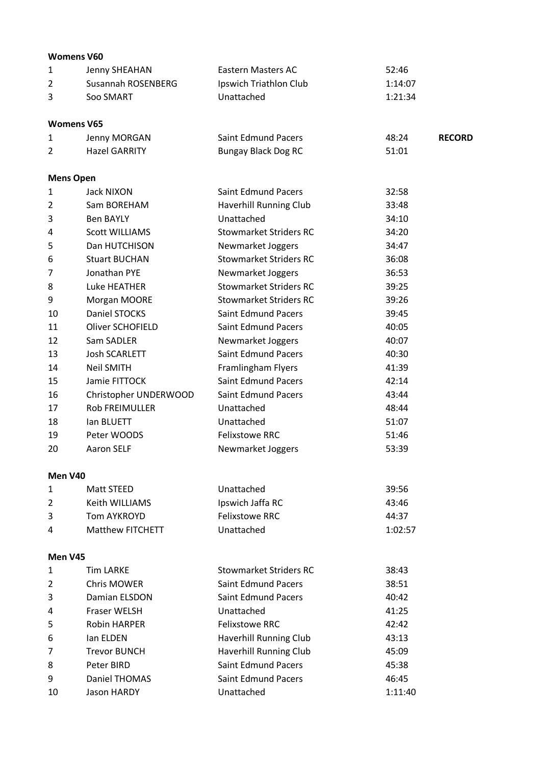**Womens V60**

| | | | | |
|---|---|---|---|---|
| 1 | Jenny SHEAHAN | Eastern Masters AC | 52:46 | |
| 2 | Susannah ROSENBERG | Ipswich Triathlon Club | 1:14:07 | |
| 3 | Soo SMART | Unattached | 1:21:34 | |

**Womens V65**

| | | | | |
|---|---|---|---|---|
| 1 | Jenny MORGAN | Saint Edmund Pacers | 48:24 | **RECORD** |
| 2 | Hazel GARRITY | Bungay Black Dog RC | 51:01 | |

**Mens Open**

| | | | |
|---|---|---|---|
| 1 | Jack NIXON | Saint Edmund Pacers | 32:58 |
| 2 | Sam BOREHAM | Haverhill Running Club | 33:48 |
| 3 | Ben BAYLY | Unattached | 34:10 |
| 4 | Scott WILLIAMS | Stowmarket Striders RC | 34:20 |
| 5 | Dan HUTCHISON | Newmarket Joggers | 34:47 |
| 6 | Stuart BUCHAN | Stowmarket Striders RC | 36:08 |
| 7 | Jonathan PYE | Newmarket Joggers | 36:53 |
| 8 | Luke HEATHER | Stowmarket Striders RC | 39:25 |
| 9 | Morgan MOORE | Stowmarket Striders RC | 39:26 |
| 10 | Daniel STOCKS | Saint Edmund Pacers | 39:45 |
| 11 | Oliver SCHOFIELD | Saint Edmund Pacers | 40:05 |
| 12 | Sam SADLER | Newmarket Joggers | 40:07 |
| 13 | Josh SCARLETT | Saint Edmund Pacers | 40:30 |
| 14 | Neil SMITH | Framlingham Flyers | 41:39 |
| 15 | Jamie FITTOCK | Saint Edmund Pacers | 42:14 |
| 16 | Christopher UNDERWOOD | Saint Edmund Pacers | 43:44 |
| 17 | Rob FREIMULLER | Unattached | 48:44 |
| 18 | Ian BLUETT | Unattached | 51:07 |
| 19 | Peter WOODS | Felixstowe RRC | 51:46 |
| 20 | Aaron SELF | Newmarket Joggers | 53:39 |

**Men V40**

| | | | |
|---|---|---|---|
| 1 | Matt STEED | Unattached | 39:56 |
| 2 | Keith WILLIAMS | Ipswich Jaffa RC | 43:46 |
| 3 | Tom AYKROYD | Felixstowe RRC | 44:37 |
| 4 | Matthew FITCHETT | Unattached | 1:02:57 |

**Men V45**

| | | | |
|---|---|---|---|
| 1 | Tim LARKE | Stowmarket Striders RC | 38:43 |
| 2 | Chris MOWER | Saint Edmund Pacers | 38:51 |
| 3 | Damian ELSDON | Saint Edmund Pacers | 40:42 |
| 4 | Fraser WELSH | Unattached | 41:25 |
| 5 | Robin HARPER | Felixstowe RRC | 42:42 |
| 6 | Ian ELDEN | Haverhill Running Club | 43:13 |
| 7 | Trevor BUNCH | Haverhill Running Club | 45:09 |
| 8 | Peter BIRD | Saint Edmund Pacers | 45:38 |
| 9 | Daniel THOMAS | Saint Edmund Pacers | 46:45 |
| 10 | Jason HARDY | Unattached | 1:11:40 |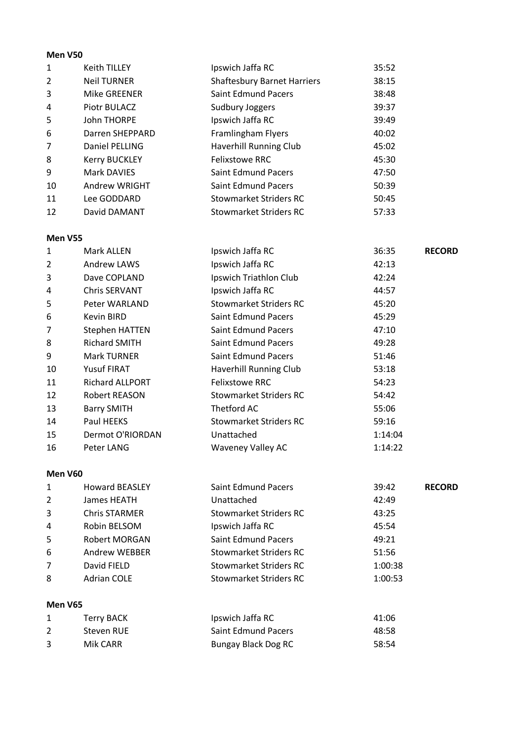**Men V50**

| | | | | |
|---|---|---|---|---|
| 1 | Keith TILLEY | Ipswich Jaffa RC | 35:52 | |
| 2 | Neil TURNER | Shaftesbury Barnet Harriers | 38:15 | |
| 3 | Mike GREENER | Saint Edmund Pacers | 38:48 | |
| 4 | Piotr BULACZ | Sudbury Joggers | 39:37 | |
| 5 | John THORPE | Ipswich Jaffa RC | 39:49 | |
| 6 | Darren SHEPPARD | Framlingham Flyers | 40:02 | |
| 7 | Daniel PELLING | Haverhill Running Club | 45:02 | |
| 8 | Kerry BUCKLEY | Felixstowe RRC | 45:30 | |
| 9 | Mark DAVIES | Saint Edmund Pacers | 47:50 | |
| 10 | Andrew WRIGHT | Saint Edmund Pacers | 50:39 | |
| 11 | Lee GODDARD | Stowmarket Striders RC | 50:45 | |
| 12 | David DAMANT | Stowmarket Striders RC | 57:33 | |

**Men V55**

| | | | | |
|---|---|---|---|---|
| 1 | Mark ALLEN | Ipswich Jaffa RC | 36:35 | **RECORD** |
| 2 | Andrew LAWS | Ipswich Jaffa RC | 42:13 | |
| 3 | Dave COPLAND | Ipswich Triathlon Club | 42:24 | |
| 4 | Chris SERVANT | Ipswich Jaffa RC | 44:57 | |
| 5 | Peter WARLAND | Stowmarket Striders RC | 45:20 | |
| 6 | Kevin BIRD | Saint Edmund Pacers | 45:29 | |
| 7 | Stephen HATTEN | Saint Edmund Pacers | 47:10 | |
| 8 | Richard SMITH | Saint Edmund Pacers | 49:28 | |
| 9 | Mark TURNER | Saint Edmund Pacers | 51:46 | |
| 10 | Yusuf FIRAT | Haverhill Running Club | 53:18 | |
| 11 | Richard ALLPORT | Felixstowe RRC | 54:23 | |
| 12 | Robert REASON | Stowmarket Striders RC | 54:42 | |
| 13 | Barry SMITH | Thetford AC | 55:06 | |
| 14 | Paul HEEKS | Stowmarket Striders RC | 59:16 | |
| 15 | Dermot O'RIORDAN | Unattached | 1:14:04 | |
| 16 | Peter LANG | Waveney Valley AC | 1:14:22 | |

**Men V60**

| | | | | |
|---|---|---|---|---|
| 1 | Howard BEASLEY | Saint Edmund Pacers | 39:42 | **RECORD** |
| 2 | James HEATH | Unattached | 42:49 | |
| 3 | Chris STARMER | Stowmarket Striders RC | 43:25 | |
| 4 | Robin BELSOM | Ipswich Jaffa RC | 45:54 | |
| 5 | Robert MORGAN | Saint Edmund Pacers | 49:21 | |
| 6 | Andrew WEBBER | Stowmarket Striders RC | 51:56 | |
| 7 | David FIELD | Stowmarket Striders RC | 1:00:38 | |
| 8 | Adrian COLE | Stowmarket Striders RC | 1:00:53 | |

**Men V65**

| | | | |
|---|---|---|---|
| 1 | Terry BACK | Ipswich Jaffa RC | 41:06 |
| 2 | Steven RUE | Saint Edmund Pacers | 48:58 |
| 3 | Mik CARR | Bungay Black Dog RC | 58:54 |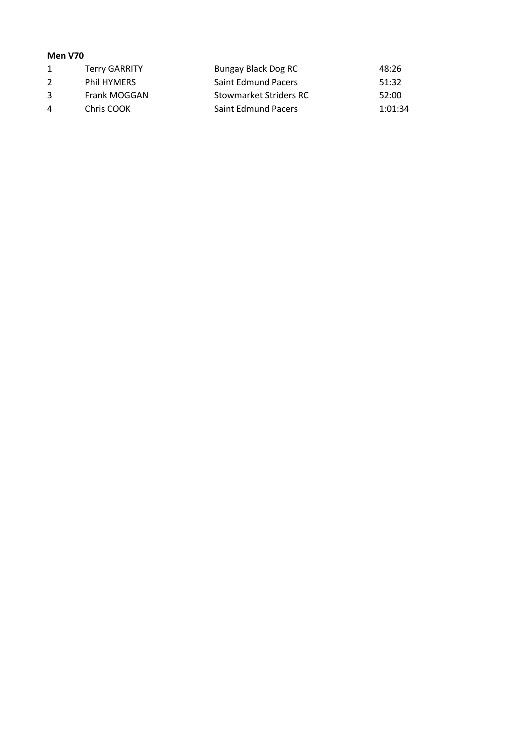**Men V70**

| | | | |
|---|---|---|---|
| 1 | Terry GARRITY | Bungay Black Dog RC | 48:26 |
| 2 | Phil HYMERS | Saint Edmund Pacers | 51:32 |
| 3 | Frank MOGGAN | Stowmarket Striders RC | 52:00 |
| 4 | Chris COOK | Saint Edmund Pacers | 1:01:34 |